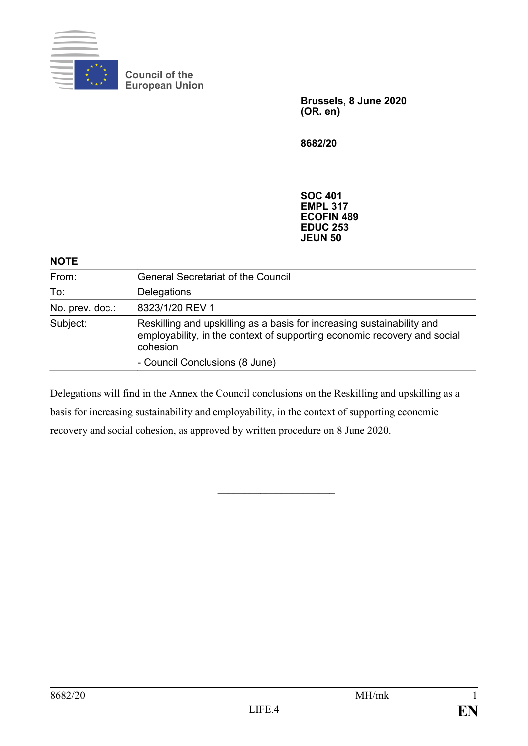Council of the European Union

**Brussels, 8 June 2020**
**(OR. en)**

**8682/20**

**SOC 401**
**EMPL 317**
**ECOFIN 489**
**EDUC 253**
**JEUN 50**

**NOTE**

| | |
|---|---|
| From: | General Secretariat of the Council |
| To: | Delegations |
| No. prev. doc.: | 8323/1/20 REV 1 |
| Subject: | Reskilling and upskilling as a basis for increasing sustainability and employability, in the context of supporting economic recovery and social cohesion<br>- Council Conclusions (8 June) |

Delegations will find in the Annex the Council conclusions on the Reskilling and upskilling as a basis for increasing sustainability and employability, in the context of supporting economic recovery and social cohesion, as approved by written procedure on 8 June 2020.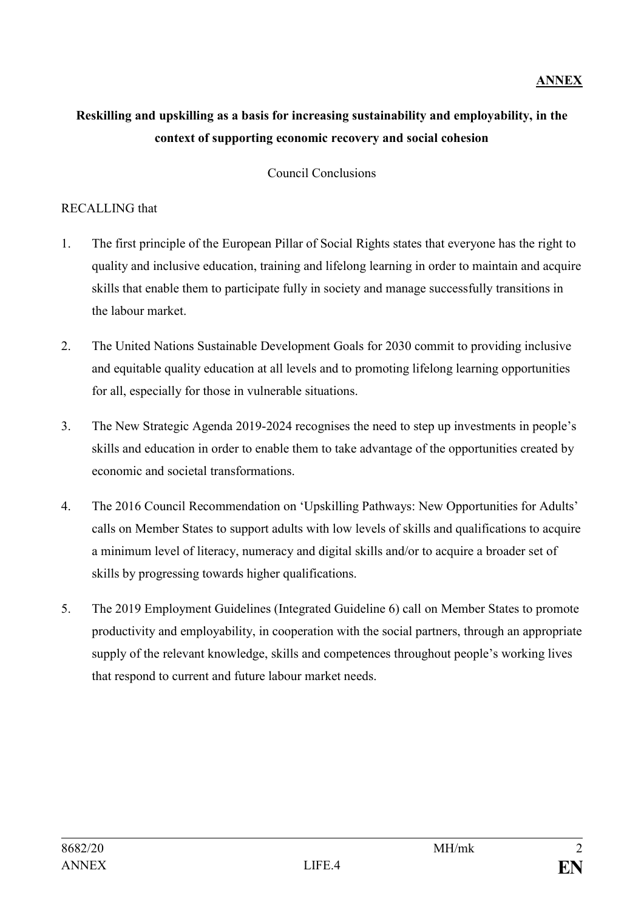**ANNEX**

**Reskilling and upskilling as a basis for increasing sustainability and employability, in the context of supporting economic recovery and social cohesion**

Council Conclusions

RECALLING that

1. The first principle of the European Pillar of Social Rights states that everyone has the right to quality and inclusive education, training and lifelong learning in order to maintain and acquire skills that enable them to participate fully in society and manage successfully transitions in the labour market.

2. The United Nations Sustainable Development Goals for 2030 commit to providing inclusive and equitable quality education at all levels and to promoting lifelong learning opportunities for all, especially for those in vulnerable situations.

3. The New Strategic Agenda 2019-2024 recognises the need to step up investments in people's skills and education in order to enable them to take advantage of the opportunities created by economic and societal transformations.

4. The 2016 Council Recommendation on 'Upskilling Pathways: New Opportunities for Adults' calls on Member States to support adults with low levels of skills and qualifications to acquire a minimum level of literacy, numeracy and digital skills and/or to acquire a broader set of skills by progressing towards higher qualifications.

5. The 2019 Employment Guidelines (Integrated Guideline 6) call on Member States to promote productivity and employability, in cooperation with the social partners, through an appropriate supply of the relevant knowledge, skills and competences throughout people's working lives that respond to current and future labour market needs.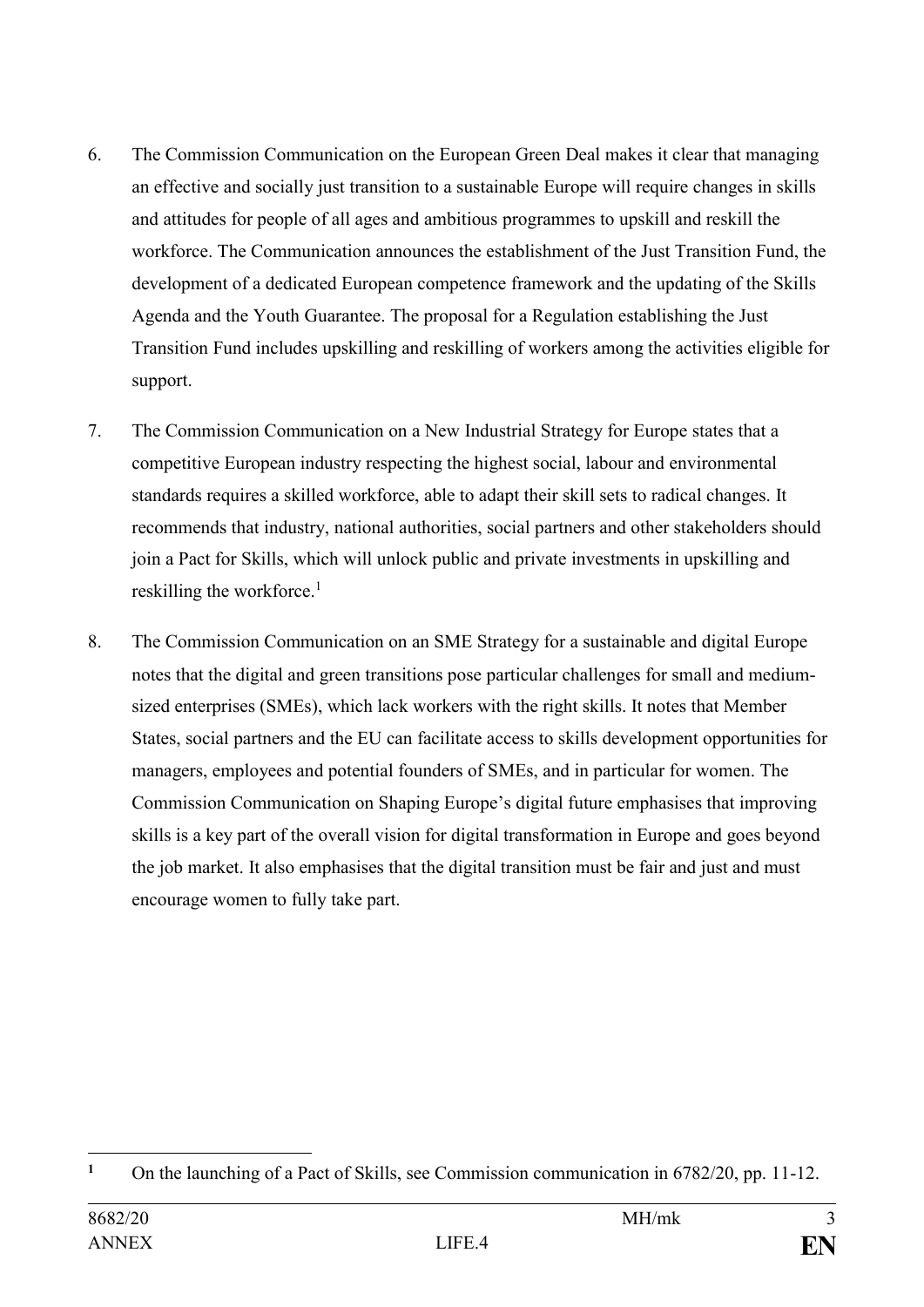6. The Commission Communication on the European Green Deal makes it clear that managing an effective and socially just transition to a sustainable Europe will require changes in skills and attitudes for people of all ages and ambitious programmes to upskill and reskill the workforce. The Communication announces the establishment of the Just Transition Fund, the development of a dedicated European competence framework and the updating of the Skills Agenda and the Youth Guarantee. The proposal for a Regulation establishing the Just Transition Fund includes upskilling and reskilling of workers among the activities eligible for support.

7. The Commission Communication on a New Industrial Strategy for Europe states that a competitive European industry respecting the highest social, labour and environmental standards requires a skilled workforce, able to adapt their skill sets to radical changes. It recommends that industry, national authorities, social partners and other stakeholders should join a Pact for Skills, which will unlock public and private investments in upskilling and reskilling the workforce.[1]

8. The Commission Communication on an SME Strategy for a sustainable and digital Europe notes that the digital and green transitions pose particular challenges for small and medium-sized enterprises (SMEs), which lack workers with the right skills. It notes that Member States, social partners and the EU can facilitate access to skills development opportunities for managers, employees and potential founders of SMEs, and in particular for women. The Commission Communication on Shaping Europe's digital future emphasises that improving skills is a key part of the overall vision for digital transformation in Europe and goes beyond the job market. It also emphasises that the digital transition must be fair and just and must encourage women to fully take part.

---

[1] On the launching of a Pact of Skills, see Commission communication in 6782/20, pp. 11-12.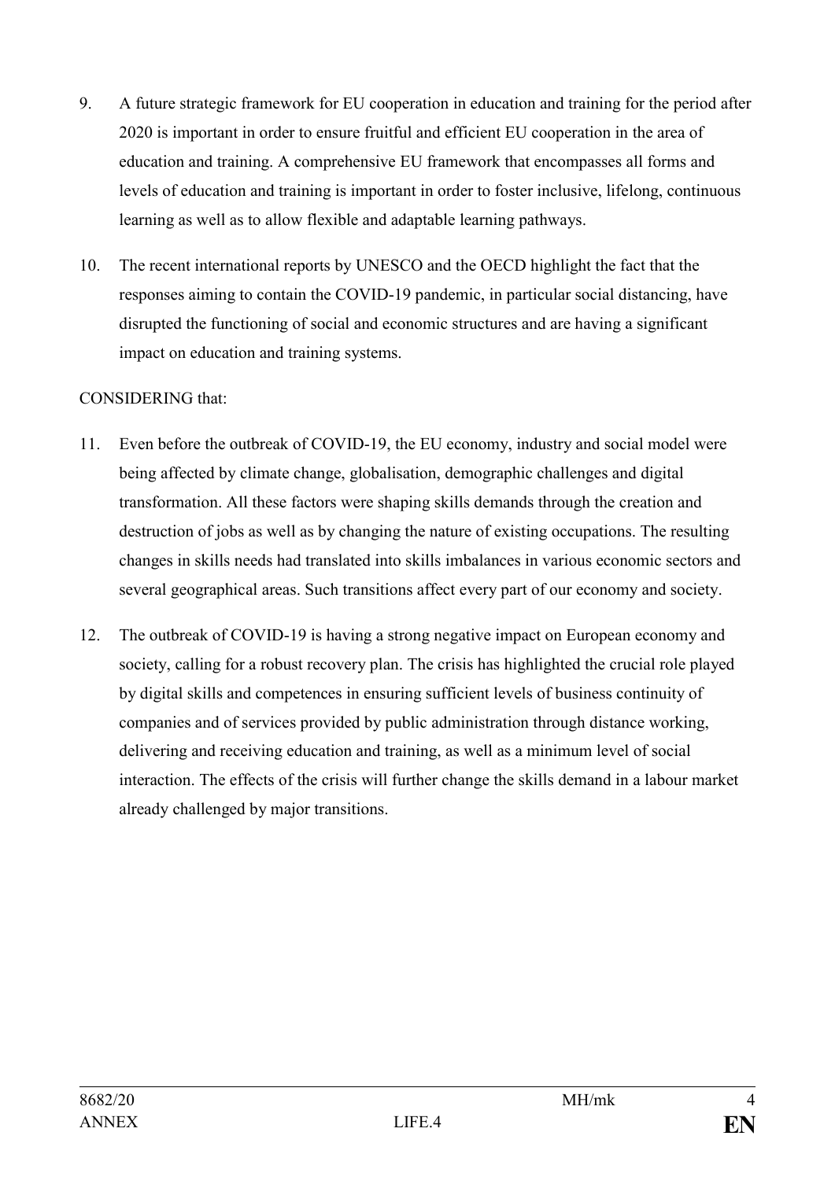9. A future strategic framework for EU cooperation in education and training for the period after 2020 is important in order to ensure fruitful and efficient EU cooperation in the area of education and training. A comprehensive EU framework that encompasses all forms and levels of education and training is important in order to foster inclusive, lifelong, continuous learning as well as to allow flexible and adaptable learning pathways.

10. The recent international reports by UNESCO and the OECD highlight the fact that the responses aiming to contain the COVID-19 pandemic, in particular social distancing, have disrupted the functioning of social and economic structures and are having a significant impact on education and training systems.

CONSIDERING that:

11. Even before the outbreak of COVID-19, the EU economy, industry and social model were being affected by climate change, globalisation, demographic challenges and digital transformation. All these factors were shaping skills demands through the creation and destruction of jobs as well as by changing the nature of existing occupations. The resulting changes in skills needs had translated into skills imbalances in various economic sectors and several geographical areas. Such transitions affect every part of our economy and society.

12. The outbreak of COVID-19 is having a strong negative impact on European economy and society, calling for a robust recovery plan. The crisis has highlighted the crucial role played by digital skills and competences in ensuring sufficient levels of business continuity of companies and of services provided by public administration through distance working, delivering and receiving education and training, as well as a minimum level of social interaction. The effects of the crisis will further change the skills demand in a labour market already challenged by major transitions.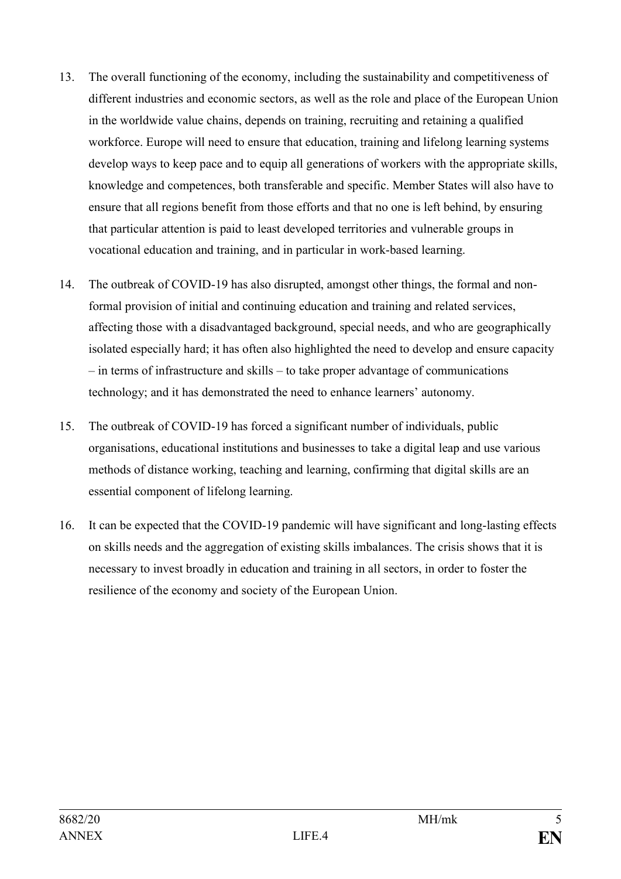13. The overall functioning of the economy, including the sustainability and competitiveness of different industries and economic sectors, as well as the role and place of the European Union in the worldwide value chains, depends on training, recruiting and retaining a qualified workforce. Europe will need to ensure that education, training and lifelong learning systems develop ways to keep pace and to equip all generations of workers with the appropriate skills, knowledge and competences, both transferable and specific. Member States will also have to ensure that all regions benefit from those efforts and that no one is left behind, by ensuring that particular attention is paid to least developed territories and vulnerable groups in vocational education and training, and in particular in work-based learning.

14. The outbreak of COVID-19 has also disrupted, amongst other things, the formal and non-formal provision of initial and continuing education and training and related services, affecting those with a disadvantaged background, special needs, and who are geographically isolated especially hard; it has often also highlighted the need to develop and ensure capacity – in terms of infrastructure and skills – to take proper advantage of communications technology; and it has demonstrated the need to enhance learners' autonomy.

15. The outbreak of COVID-19 has forced a significant number of individuals, public organisations, educational institutions and businesses to take a digital leap and use various methods of distance working, teaching and learning, confirming that digital skills are an essential component of lifelong learning.

16. It can be expected that the COVID-19 pandemic will have significant and long-lasting effects on skills needs and the aggregation of existing skills imbalances. The crisis shows that it is necessary to invest broadly in education and training in all sectors, in order to foster the resilience of the economy and society of the European Union.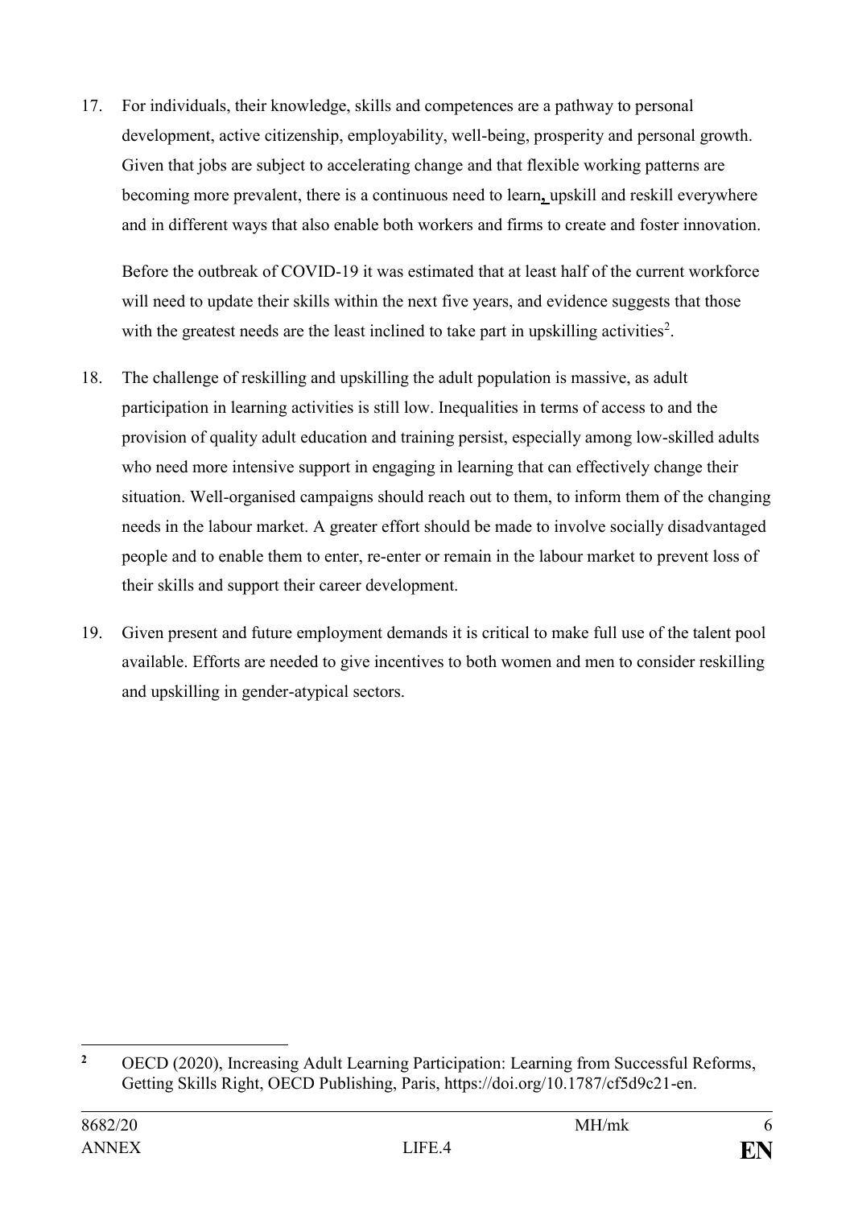17. For individuals, their knowledge, skills and competences are a pathway to personal development, active citizenship, employability, well-being, prosperity and personal growth. Given that jobs are subject to accelerating change and that flexible working patterns are becoming more prevalent, there is a continuous need to learn**,** upskill and reskill everywhere and in different ways that also enable both workers and firms to create and foster innovation.

    Before the outbreak of COVID-19 it was estimated that at least half of the current workforce will need to update their skills within the next five years, and evidence suggests that those with the greatest needs are the least inclined to take part in upskilling activities[2].

18. The challenge of reskilling and upskilling the adult population is massive, as adult participation in learning activities is still low. Inequalities in terms of access to and the provision of quality adult education and training persist, especially among low-skilled adults who need more intensive support in engaging in learning that can effectively change their situation. Well-organised campaigns should reach out to them, to inform them of the changing needs in the labour market. A greater effort should be made to involve socially disadvantaged people and to enable them to enter, re-enter or remain in the labour market to prevent loss of their skills and support their career development.

19. Given present and future employment demands it is critical to make full use of the talent pool available. Efforts are needed to give incentives to both women and men to consider reskilling and upskilling in gender-atypical sectors.

---

[2] OECD (2020), Increasing Adult Learning Participation: Learning from Successful Reforms, Getting Skills Right, OECD Publishing, Paris, https://doi.org/10.1787/cf5d9c21-en.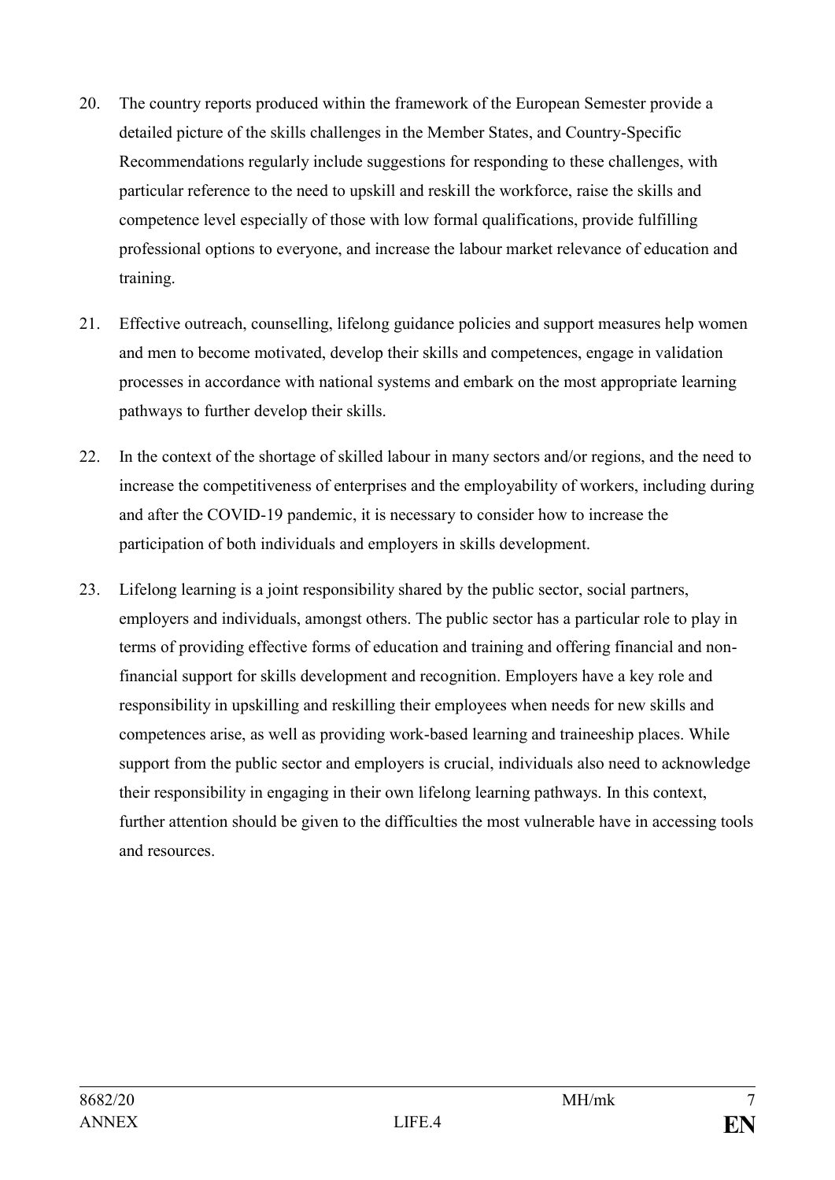20. The country reports produced within the framework of the European Semester provide a detailed picture of the skills challenges in the Member States, and Country-Specific Recommendations regularly include suggestions for responding to these challenges, with particular reference to the need to upskill and reskill the workforce, raise the skills and competence level especially of those with low formal qualifications, provide fulfilling professional options to everyone, and increase the labour market relevance of education and training.

21. Effective outreach, counselling, lifelong guidance policies and support measures help women and men to become motivated, develop their skills and competences, engage in validation processes in accordance with national systems and embark on the most appropriate learning pathways to further develop their skills.

22. In the context of the shortage of skilled labour in many sectors and/or regions, and the need to increase the competitiveness of enterprises and the employability of workers, including during and after the COVID-19 pandemic, it is necessary to consider how to increase the participation of both individuals and employers in skills development.

23. Lifelong learning is a joint responsibility shared by the public sector, social partners, employers and individuals, amongst others. The public sector has a particular role to play in terms of providing effective forms of education and training and offering financial and non-financial support for skills development and recognition. Employers have a key role and responsibility in upskilling and reskilling their employees when needs for new skills and competences arise, as well as providing work-based learning and traineeship places. While support from the public sector and employers is crucial, individuals also need to acknowledge their responsibility in engaging in their own lifelong learning pathways. In this context, further attention should be given to the difficulties the most vulnerable have in accessing tools and resources.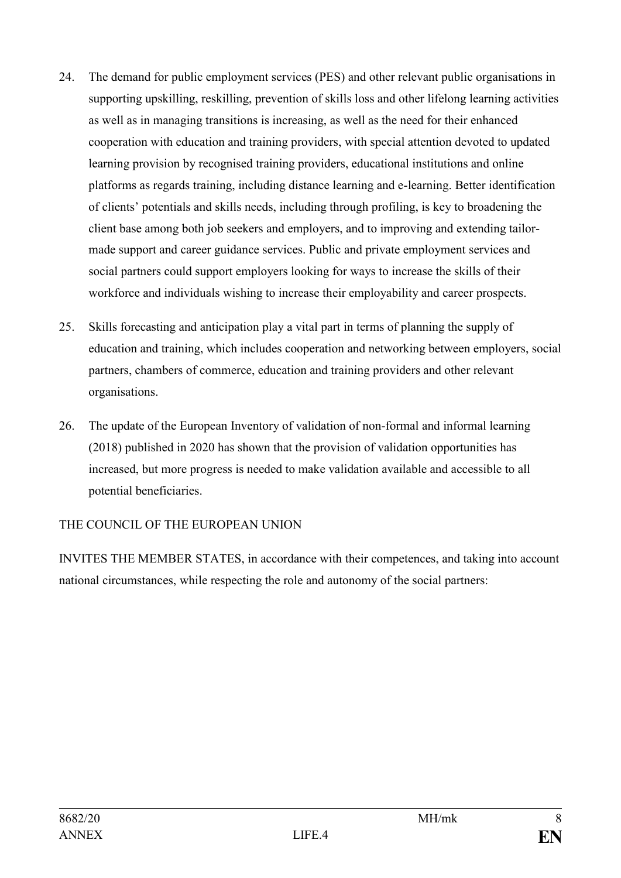24. The demand for public employment services (PES) and other relevant public organisations in supporting upskilling, reskilling, prevention of skills loss and other lifelong learning activities as well as in managing transitions is increasing, as well as the need for their enhanced cooperation with education and training providers, with special attention devoted to updated learning provision by recognised training providers, educational institutions and online platforms as regards training, including distance learning and e-learning. Better identification of clients' potentials and skills needs, including through profiling, is key to broadening the client base among both job seekers and employers, and to improving and extending tailor-made support and career guidance services. Public and private employment services and social partners could support employers looking for ways to increase the skills of their workforce and individuals wishing to increase their employability and career prospects.

25. Skills forecasting and anticipation play a vital part in terms of planning the supply of education and training, which includes cooperation and networking between employers, social partners, chambers of commerce, education and training providers and other relevant organisations.

26. The update of the European Inventory of validation of non-formal and informal learning (2018) published in 2020 has shown that the provision of validation opportunities has increased, but more progress is needed to make validation available and accessible to all potential beneficiaries.

THE COUNCIL OF THE EUROPEAN UNION

INVITES THE MEMBER STATES, in accordance with their competences, and taking into account national circumstances, while respecting the role and autonomy of the social partners: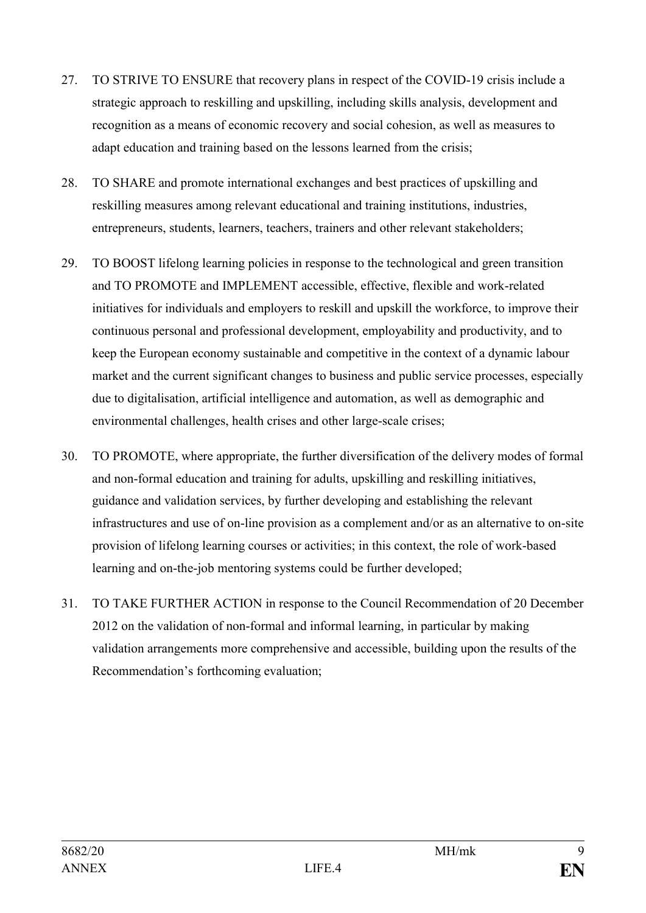27. TO STRIVE TO ENSURE that recovery plans in respect of the COVID-19 crisis include a strategic approach to reskilling and upskilling, including skills analysis, development and recognition as a means of economic recovery and social cohesion, as well as measures to adapt education and training based on the lessons learned from the crisis;

28. TO SHARE and promote international exchanges and best practices of upskilling and reskilling measures among relevant educational and training institutions, industries, entrepreneurs, students, learners, teachers, trainers and other relevant stakeholders;

29. TO BOOST lifelong learning policies in response to the technological and green transition and TO PROMOTE and IMPLEMENT accessible, effective, flexible and work-related initiatives for individuals and employers to reskill and upskill the workforce, to improve their continuous personal and professional development, employability and productivity, and to keep the European economy sustainable and competitive in the context of a dynamic labour market and the current significant changes to business and public service processes, especially due to digitalisation, artificial intelligence and automation, as well as demographic and environmental challenges, health crises and other large-scale crises;

30. TO PROMOTE, where appropriate, the further diversification of the delivery modes of formal and non-formal education and training for adults, upskilling and reskilling initiatives, guidance and validation services, by further developing and establishing the relevant infrastructures and use of on-line provision as a complement and/or as an alternative to on-site provision of lifelong learning courses or activities; in this context, the role of work-based learning and on-the-job mentoring systems could be further developed;

31. TO TAKE FURTHER ACTION in response to the Council Recommendation of 20 December 2012 on the validation of non-formal and informal learning, in particular by making validation arrangements more comprehensive and accessible, building upon the results of the Recommendation's forthcoming evaluation;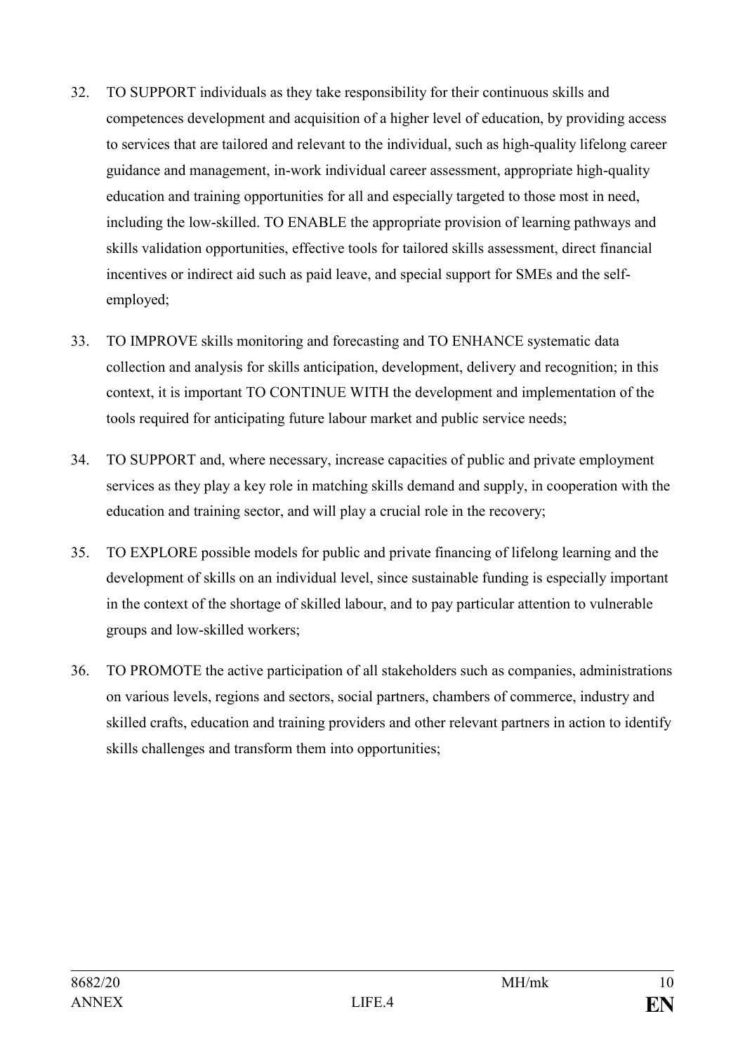32. TO SUPPORT individuals as they take responsibility for their continuous skills and competences development and acquisition of a higher level of education, by providing access to services that are tailored and relevant to the individual, such as high-quality lifelong career guidance and management, in-work individual career assessment, appropriate high-quality education and training opportunities for all and especially targeted to those most in need, including the low-skilled. TO ENABLE the appropriate provision of learning pathways and skills validation opportunities, effective tools for tailored skills assessment, direct financial incentives or indirect aid such as paid leave, and special support for SMEs and the self-employed;

33. TO IMPROVE skills monitoring and forecasting and TO ENHANCE systematic data collection and analysis for skills anticipation, development, delivery and recognition; in this context, it is important TO CONTINUE WITH the development and implementation of the tools required for anticipating future labour market and public service needs;

34. TO SUPPORT and, where necessary, increase capacities of public and private employment services as they play a key role in matching skills demand and supply, in cooperation with the education and training sector, and will play a crucial role in the recovery;

35. TO EXPLORE possible models for public and private financing of lifelong learning and the development of skills on an individual level, since sustainable funding is especially important in the context of the shortage of skilled labour, and to pay particular attention to vulnerable groups and low-skilled workers;

36. TO PROMOTE the active participation of all stakeholders such as companies, administrations on various levels, regions and sectors, social partners, chambers of commerce, industry and skilled crafts, education and training providers and other relevant partners in action to identify skills challenges and transform them into opportunities;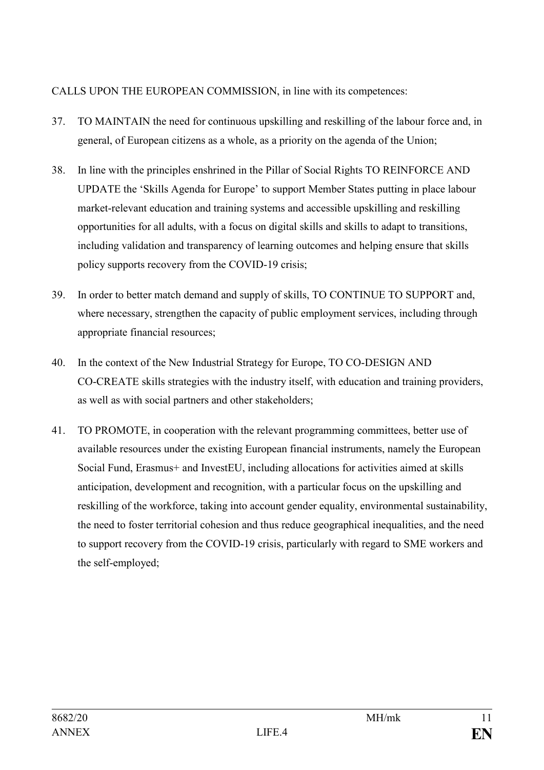CALLS UPON THE EUROPEAN COMMISSION, in line with its competences:

37. TO MAINTAIN the need for continuous upskilling and reskilling of the labour force and, in general, of European citizens as a whole, as a priority on the agenda of the Union;

38. In line with the principles enshrined in the Pillar of Social Rights TO REINFORCE AND UPDATE the 'Skills Agenda for Europe' to support Member States putting in place labour market-relevant education and training systems and accessible upskilling and reskilling opportunities for all adults, with a focus on digital skills and skills to adapt to transitions, including validation and transparency of learning outcomes and helping ensure that skills policy supports recovery from the COVID-19 crisis;

39. In order to better match demand and supply of skills, TO CONTINUE TO SUPPORT and, where necessary, strengthen the capacity of public employment services, including through appropriate financial resources;

40. In the context of the New Industrial Strategy for Europe, TO CO-DESIGN AND CO-CREATE skills strategies with the industry itself, with education and training providers, as well as with social partners and other stakeholders;

41. TO PROMOTE, in cooperation with the relevant programming committees, better use of available resources under the existing European financial instruments, namely the European Social Fund, Erasmus+ and InvestEU, including allocations for activities aimed at skills anticipation, development and recognition, with a particular focus on the upskilling and reskilling of the workforce, taking into account gender equality, environmental sustainability, the need to foster territorial cohesion and thus reduce geographical inequalities, and the need to support recovery from the COVID-19 crisis, particularly with regard to SME workers and the self-employed;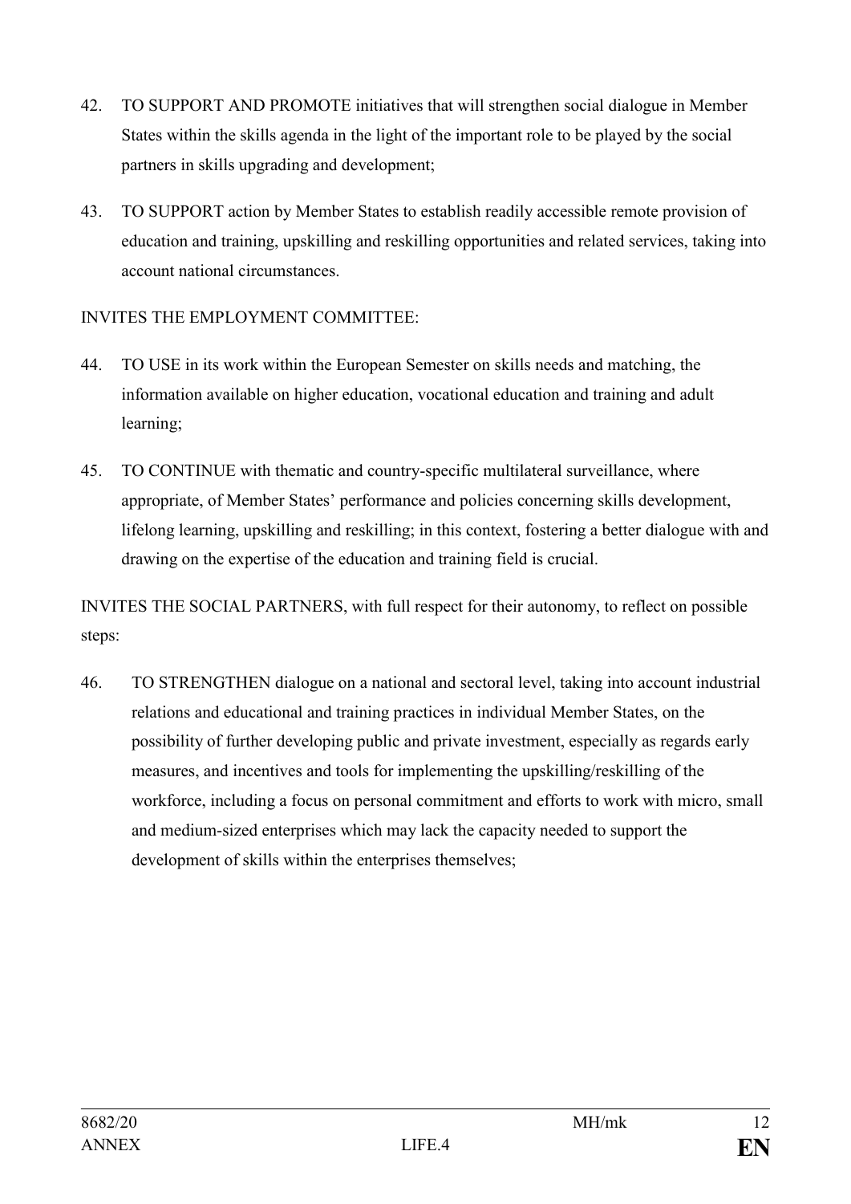42. TO SUPPORT AND PROMOTE initiatives that will strengthen social dialogue in Member States within the skills agenda in the light of the important role to be played by the social partners in skills upgrading and development;

43. TO SUPPORT action by Member States to establish readily accessible remote provision of education and training, upskilling and reskilling opportunities and related services, taking into account national circumstances.

INVITES THE EMPLOYMENT COMMITTEE:

44. TO USE in its work within the European Semester on skills needs and matching, the information available on higher education, vocational education and training and adult learning;

45. TO CONTINUE with thematic and country-specific multilateral surveillance, where appropriate, of Member States' performance and policies concerning skills development, lifelong learning, upskilling and reskilling; in this context, fostering a better dialogue with and drawing on the expertise of the education and training field is crucial.

INVITES THE SOCIAL PARTNERS, with full respect for their autonomy, to reflect on possible steps:

46. TO STRENGTHEN dialogue on a national and sectoral level, taking into account industrial relations and educational and training practices in individual Member States, on the possibility of further developing public and private investment, especially as regards early measures, and incentives and tools for implementing the upskilling/reskilling of the workforce, including a focus on personal commitment and efforts to work with micro, small and medium-sized enterprises which may lack the capacity needed to support the development of skills within the enterprises themselves;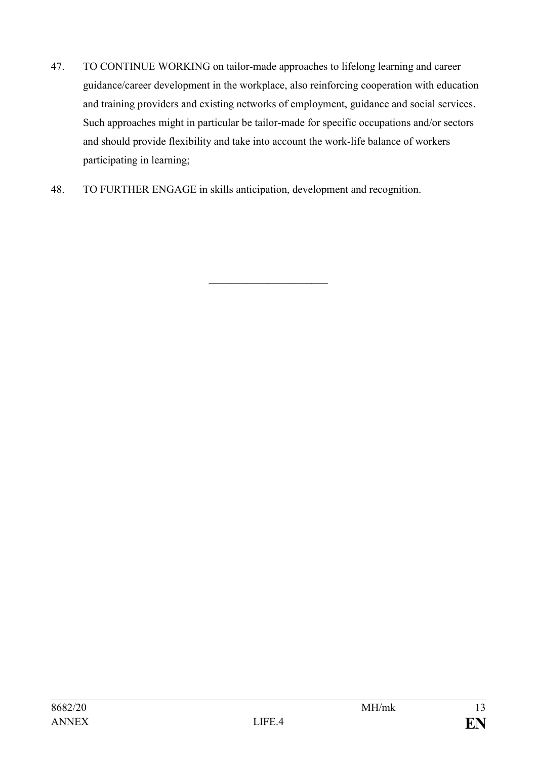47. TO CONTINUE WORKING on tailor-made approaches to lifelong learning and career guidance/career development in the workplace, also reinforcing cooperation with education and training providers and existing networks of employment, guidance and social services. Such approaches might in particular be tailor-made for specific occupations and/or sectors and should provide flexibility and take into account the work-life balance of workers participating in learning;

48. TO FURTHER ENGAGE in skills anticipation, development and recognition.

---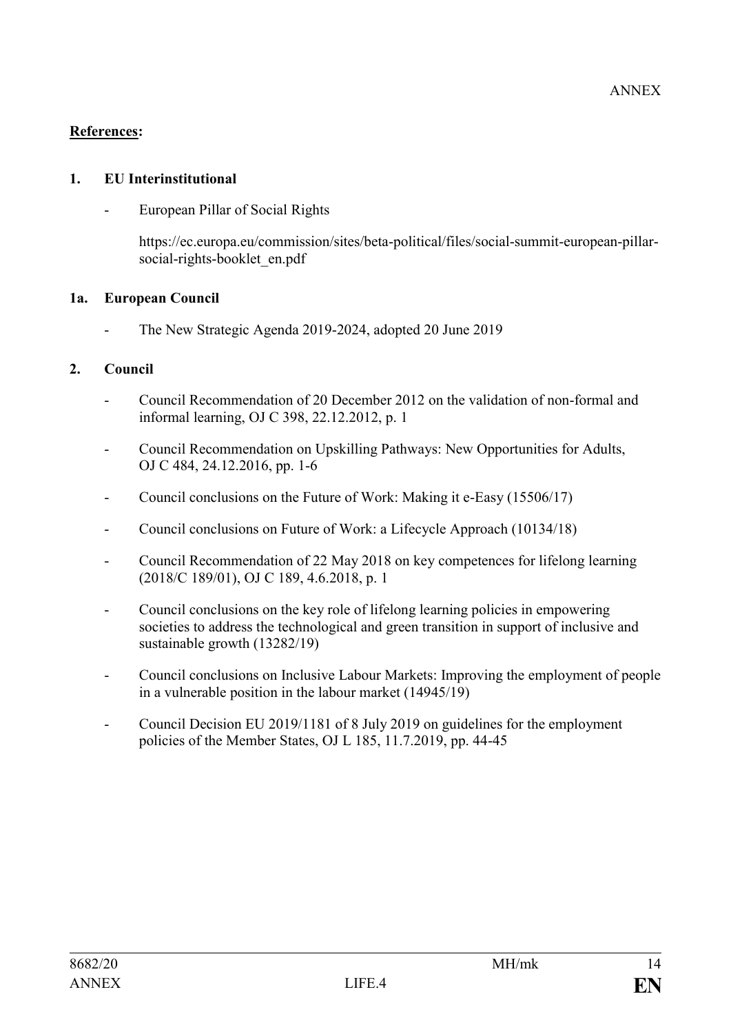ANNEX

**References:**

**1. EU Interinstitutional**

- European Pillar of Social Rights

  https://ec.europa.eu/commission/sites/beta-political/files/social-summit-european-pillar-social-rights-booklet_en.pdf

**1a. European Council**

- The New Strategic Agenda 2019-2024, adopted 20 June 2019

**2. Council**

- Council Recommendation of 20 December 2012 on the validation of non-formal and informal learning, OJ C 398, 22.12.2012, p. 1
- Council Recommendation on Upskilling Pathways: New Opportunities for Adults, OJ C 484, 24.12.2016, pp. 1-6
- Council conclusions on the Future of Work: Making it e-Easy (15506/17)
- Council conclusions on Future of Work: a Lifecycle Approach (10134/18)
- Council Recommendation of 22 May 2018 on key competences for lifelong learning (2018/C 189/01), OJ C 189, 4.6.2018, p. 1
- Council conclusions on the key role of lifelong learning policies in empowering societies to address the technological and green transition in support of inclusive and sustainable growth (13282/19)
- Council conclusions on Inclusive Labour Markets: Improving the employment of people in a vulnerable position in the labour market (14945/19)
- Council Decision EU 2019/1181 of 8 July 2019 on guidelines for the employment policies of the Member States, OJ L 185, 11.7.2019, pp. 44-45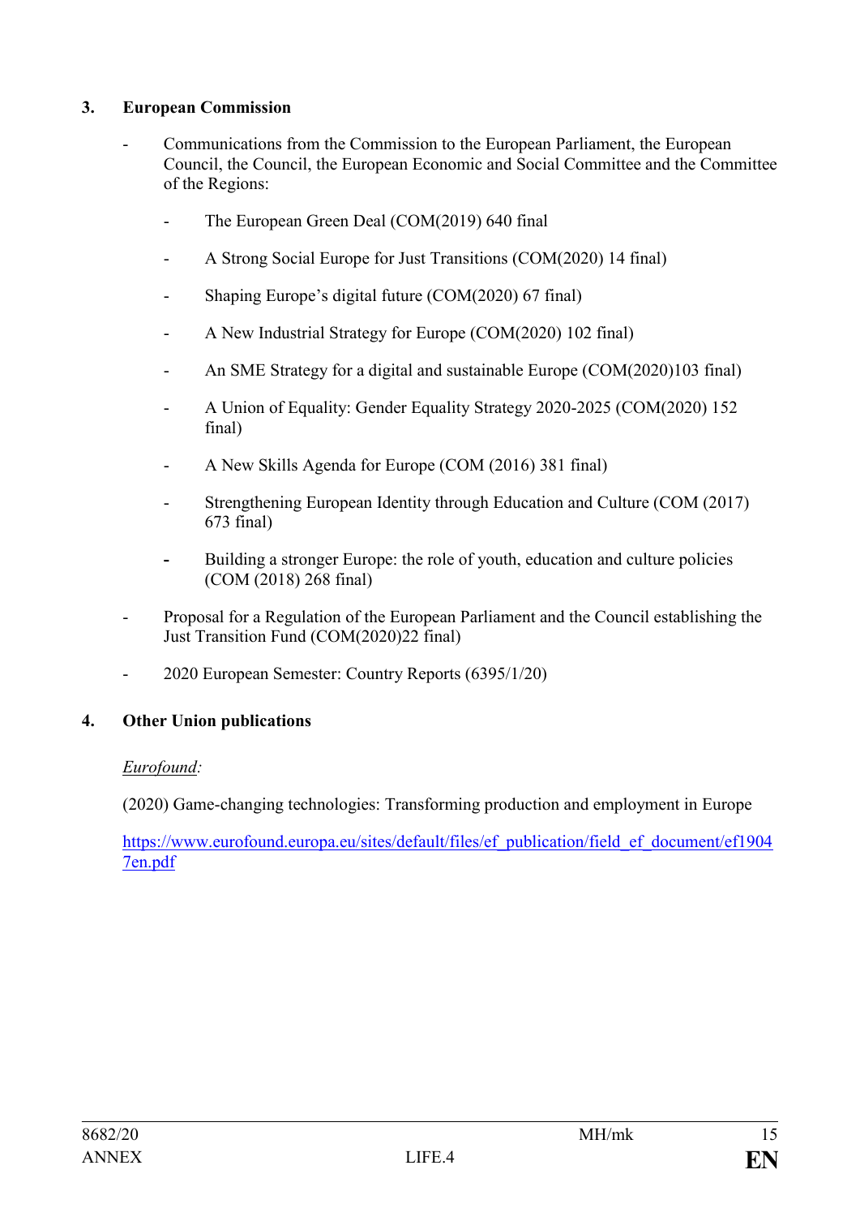## 3. European Commission

- Communications from the Commission to the European Parliament, the European Council, the Council, the European Economic and Social Committee and the Committee of the Regions:
  - The European Green Deal (COM(2019) 640 final
  - A Strong Social Europe for Just Transitions (COM(2020) 14 final)
  - Shaping Europe's digital future (COM(2020) 67 final)
  - A New Industrial Strategy for Europe (COM(2020) 102 final)
  - An SME Strategy for a digital and sustainable Europe (COM(2020)103 final)
  - A Union of Equality: Gender Equality Strategy 2020-2025 (COM(2020) 152 final)
  - A New Skills Agenda for Europe (COM (2016) 381 final)
  - Strengthening European Identity through Education and Culture (COM (2017) 673 final)
  - Building a stronger Europe: the role of youth, education and culture policies (COM (2018) 268 final)
- Proposal for a Regulation of the European Parliament and the Council establishing the Just Transition Fund (COM(2020)22 final)
- 2020 European Semester: Country Reports (6395/1/20)

## 4. Other Union publications

*Eurofound*:

(2020) Game-changing technologies: Transforming production and employment in Europe

https://www.eurofound.europa.eu/sites/default/files/ef_publication/field_ef_document/ef19047en.pdf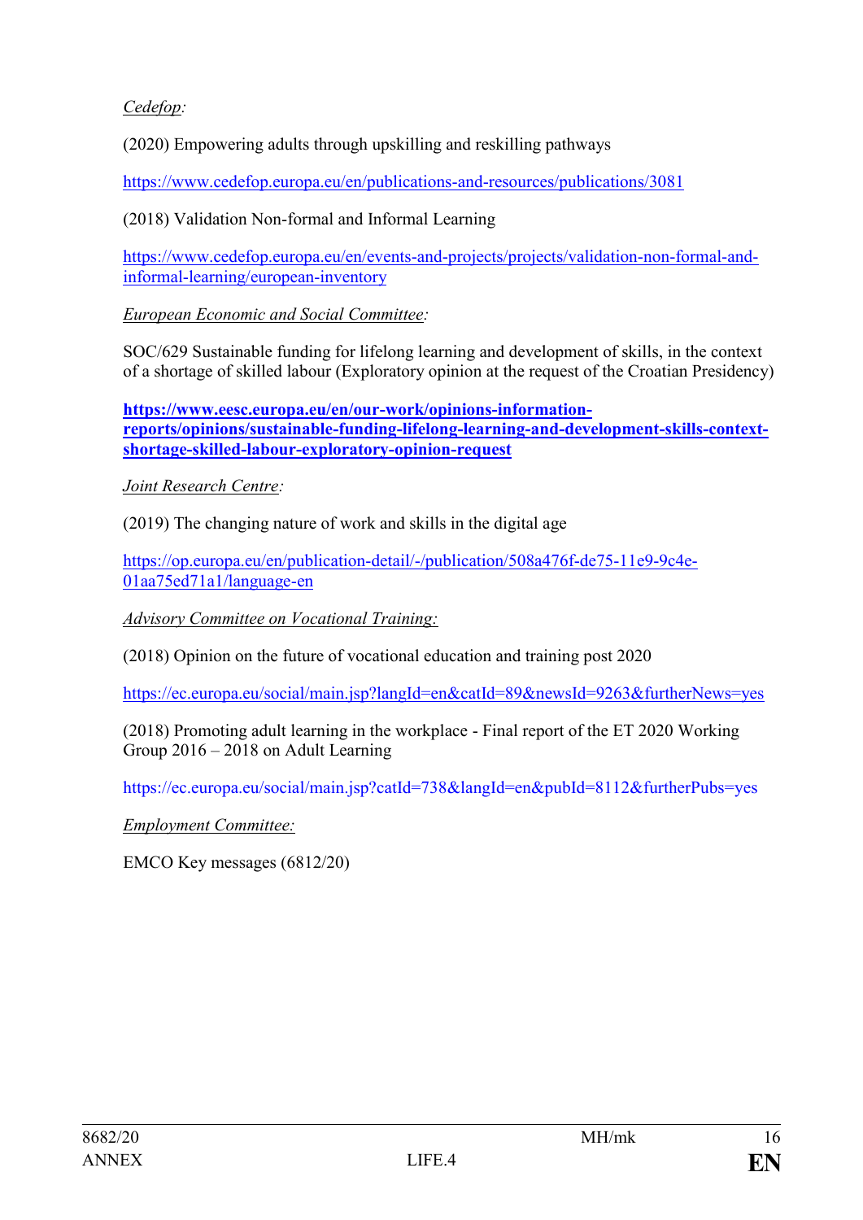*Cedefop:*

(2020) Empowering adults through upskilling and reskilling pathways

https://www.cedefop.europa.eu/en/publications-and-resources/publications/3081

(2018) Validation Non-formal and Informal Learning

https://www.cedefop.europa.eu/en/events-and-projects/projects/validation-non-formal-and-informal-learning/european-inventory

*European Economic and Social Committee:*

SOC/629 Sustainable funding for lifelong learning and development of skills, in the context of a shortage of skilled labour (Exploratory opinion at the request of the Croatian Presidency)

**https://www.eesc.europa.eu/en/our-work/opinions-information-reports/opinions/sustainable-funding-lifelong-learning-and-development-skills-context-shortage-skilled-labour-exploratory-opinion-request**

*Joint Research Centre:*

(2019) The changing nature of work and skills in the digital age

https://op.europa.eu/en/publication-detail/-/publication/508a476f-de75-11e9-9c4e-01aa75ed71a1/language-en

*Advisory Committee on Vocational Training:*

(2018) Opinion on the future of vocational education and training post 2020

https://ec.europa.eu/social/main.jsp?langId=en&catId=89&newsId=9263&furtherNews=yes

(2018) Promoting adult learning in the workplace - Final report of the ET 2020 Working Group 2016 – 2018 on Adult Learning

https://ec.europa.eu/social/main.jsp?catId=738&langId=en&pubId=8112&furtherPubs=yes

*Employment Committee:*

EMCO Key messages (6812/20)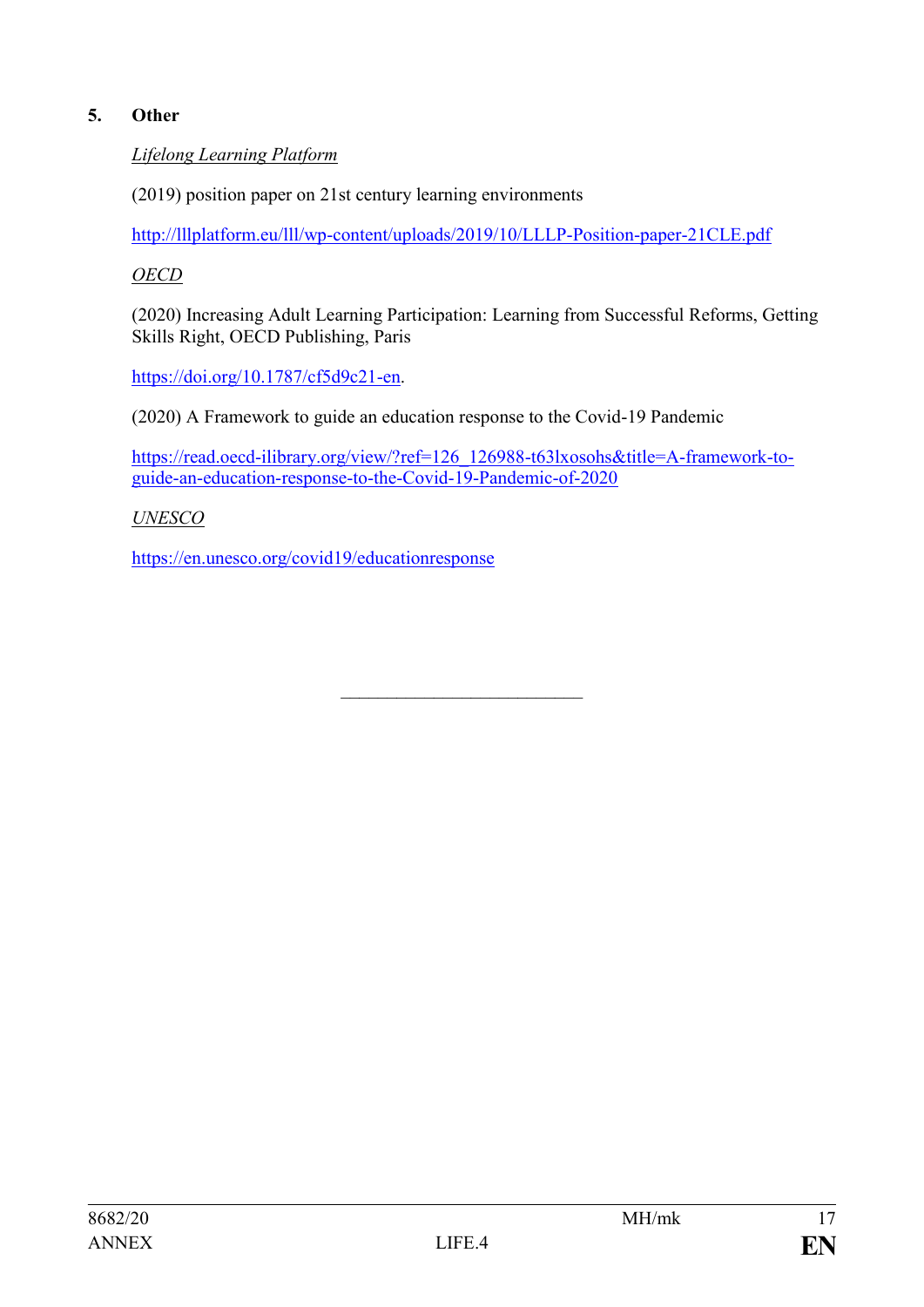## 5. Other

*Lifelong Learning Platform*

(2019) position paper on 21st century learning environments

http://lllplatform.eu/lll/wp-content/uploads/2019/10/LLLP-Position-paper-21CLE.pdf

*OECD*

(2020) Increasing Adult Learning Participation: Learning from Successful Reforms, Getting Skills Right, OECD Publishing, Paris

https://doi.org/10.1787/cf5d9c21-en.

(2020) A Framework to guide an education response to the Covid-19 Pandemic

https://read.oecd-ilibrary.org/view/?ref=126_126988-t63lxosohs&title=A-framework-to-guide-an-education-response-to-the-Covid-19-Pandemic-of-2020

*UNESCO*

https://en.unesco.org/covid19/educationresponse

---